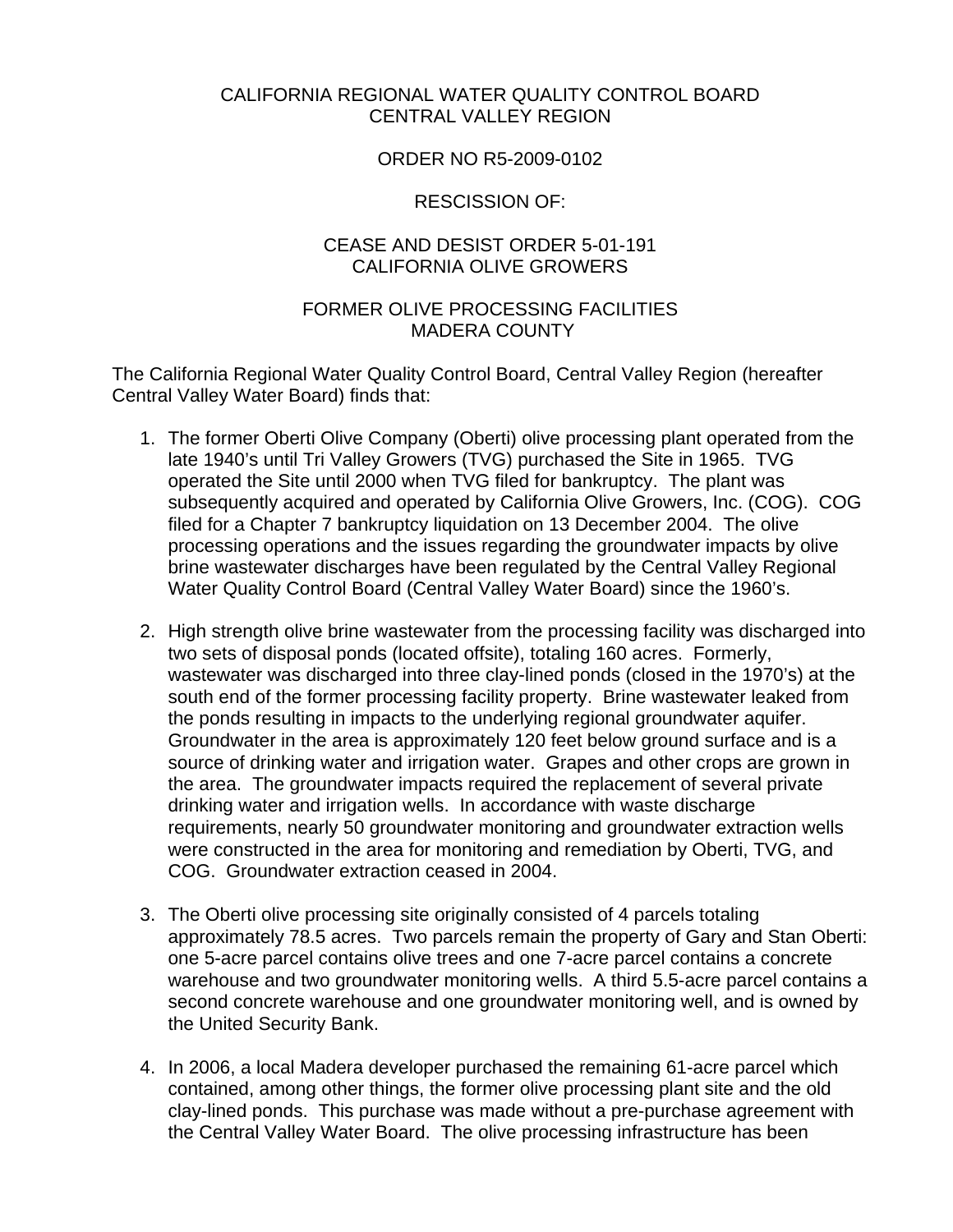CALIFORNIA REGIONAL WATER QUALITY CONTROL BOARD
CENTRAL VALLEY REGION

ORDER NO R5-2009-0102

RESCISSION OF:

CEASE AND DESIST ORDER 5-01-191
CALIFORNIA OLIVE GROWERS

FORMER OLIVE PROCESSING FACILITIES
MADERA COUNTY

The California Regional Water Quality Control Board, Central Valley Region (hereafter Central Valley Water Board) finds that:

1. The former Oberti Olive Company (Oberti) olive processing plant operated from the late 1940's until Tri Valley Growers (TVG) purchased the Site in 1965. TVG operated the Site until 2000 when TVG filed for bankruptcy. The plant was subsequently acquired and operated by California Olive Growers, Inc. (COG). COG filed for a Chapter 7 bankruptcy liquidation on 13 December 2004. The olive processing operations and the issues regarding the groundwater impacts by olive brine wastewater discharges have been regulated by the Central Valley Regional Water Quality Control Board (Central Valley Water Board) since the 1960's.

2. High strength olive brine wastewater from the processing facility was discharged into two sets of disposal ponds (located offsite), totaling 160 acres. Formerly, wastewater was discharged into three clay-lined ponds (closed in the 1970's) at the south end of the former processing facility property. Brine wastewater leaked from the ponds resulting in impacts to the underlying regional groundwater aquifer. Groundwater in the area is approximately 120 feet below ground surface and is a source of drinking water and irrigation water. Grapes and other crops are grown in the area. The groundwater impacts required the replacement of several private drinking water and irrigation wells. In accordance with waste discharge requirements, nearly 50 groundwater monitoring and groundwater extraction wells were constructed in the area for monitoring and remediation by Oberti, TVG, and COG. Groundwater extraction ceased in 2004.

3. The Oberti olive processing site originally consisted of 4 parcels totaling approximately 78.5 acres. Two parcels remain the property of Gary and Stan Oberti: one 5-acre parcel contains olive trees and one 7-acre parcel contains a concrete warehouse and two groundwater monitoring wells. A third 5.5-acre parcel contains a second concrete warehouse and one groundwater monitoring well, and is owned by the United Security Bank.

4. In 2006, a local Madera developer purchased the remaining 61-acre parcel which contained, among other things, the former olive processing plant site and the old clay-lined ponds. This purchase was made without a pre-purchase agreement with the Central Valley Water Board. The olive processing infrastructure has been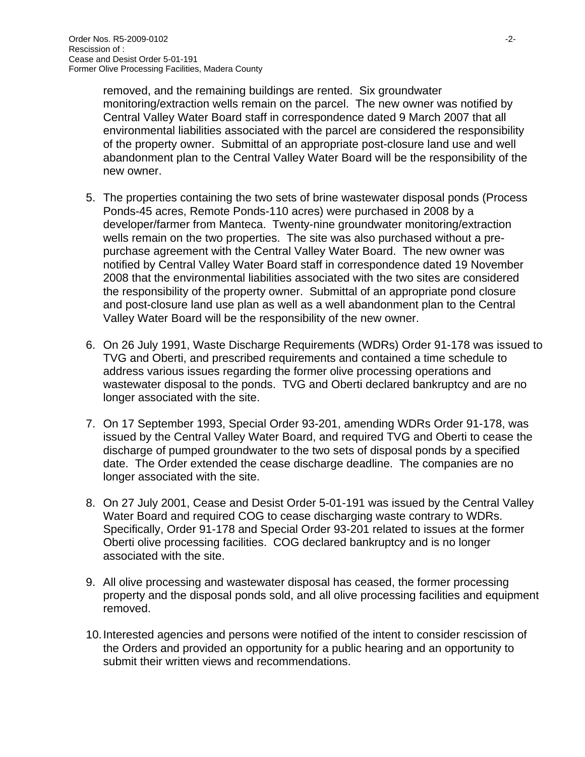removed, and the remaining buildings are rented. Six groundwater monitoring/extraction wells remain on the parcel. The new owner was notified by Central Valley Water Board staff in correspondence dated 9 March 2007 that all environmental liabilities associated with the parcel are considered the responsibility of the property owner. Submittal of an appropriate post-closure land use and well abandonment plan to the Central Valley Water Board will be the responsibility of the new owner.

5. The properties containing the two sets of brine wastewater disposal ponds (Process Ponds-45 acres, Remote Ponds-110 acres) were purchased in 2008 by a developer/farmer from Manteca. Twenty-nine groundwater monitoring/extraction wells remain on the two properties. The site was also purchased without a pre-purchase agreement with the Central Valley Water Board. The new owner was notified by Central Valley Water Board staff in correspondence dated 19 November 2008 that the environmental liabilities associated with the two sites are considered the responsibility of the property owner. Submittal of an appropriate pond closure and post-closure land use plan as well as a well abandonment plan to the Central Valley Water Board will be the responsibility of the new owner.

6. On 26 July 1991, Waste Discharge Requirements (WDRs) Order 91-178 was issued to TVG and Oberti, and prescribed requirements and contained a time schedule to address various issues regarding the former olive processing operations and wastewater disposal to the ponds. TVG and Oberti declared bankruptcy and are no longer associated with the site.

7. On 17 September 1993, Special Order 93-201, amending WDRs Order 91-178, was issued by the Central Valley Water Board, and required TVG and Oberti to cease the discharge of pumped groundwater to the two sets of disposal ponds by a specified date. The Order extended the cease discharge deadline. The companies are no longer associated with the site.

8. On 27 July 2001, Cease and Desist Order 5-01-191 was issued by the Central Valley Water Board and required COG to cease discharging waste contrary to WDRs. Specifically, Order 91-178 and Special Order 93-201 related to issues at the former Oberti olive processing facilities. COG declared bankruptcy and is no longer associated with the site.

9. All olive processing and wastewater disposal has ceased, the former processing property and the disposal ponds sold, and all olive processing facilities and equipment removed.

10. Interested agencies and persons were notified of the intent to consider rescission of the Orders and provided an opportunity for a public hearing and an opportunity to submit their written views and recommendations.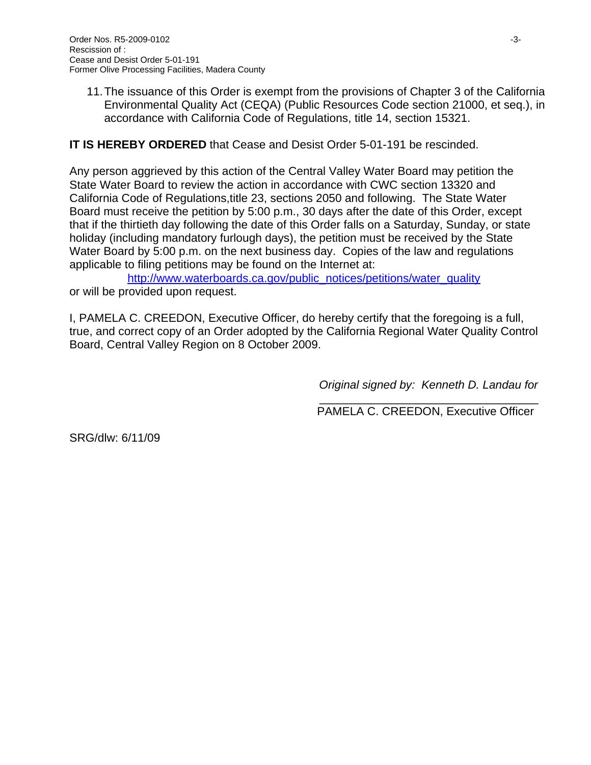11. The issuance of this Order is exempt from the provisions of Chapter 3 of the California Environmental Quality Act (CEQA) (Public Resources Code section 21000, et seq.), in accordance with California Code of Regulations, title 14, section 15321.

**IT IS HEREBY ORDERED** that Cease and Desist Order 5-01-191 be rescinded.

Any person aggrieved by this action of the Central Valley Water Board may petition the State Water Board to review the action in accordance with CWC section 13320 and California Code of Regulations,title 23, sections 2050 and following. The State Water Board must receive the petition by 5:00 p.m., 30 days after the date of this Order, except that if the thirtieth day following the date of this Order falls on a Saturday, Sunday, or state holiday (including mandatory furlough days), the petition must be received by the State Water Board by 5:00 p.m. on the next business day. Copies of the law and regulations applicable to filing petitions may be found on the Internet at:

http://www.waterboards.ca.gov/public_notices/petitions/water_quality

or will be provided upon request.

I, PAMELA C. CREEDON, Executive Officer, do hereby certify that the foregoing is a full, true, and correct copy of an Order adopted by the California Regional Water Quality Control Board, Central Valley Region on 8 October 2009.

*Original signed by: Kenneth D. Landau for*

PAMELA C. CREEDON, Executive Officer

SRG/dlw: 6/11/09